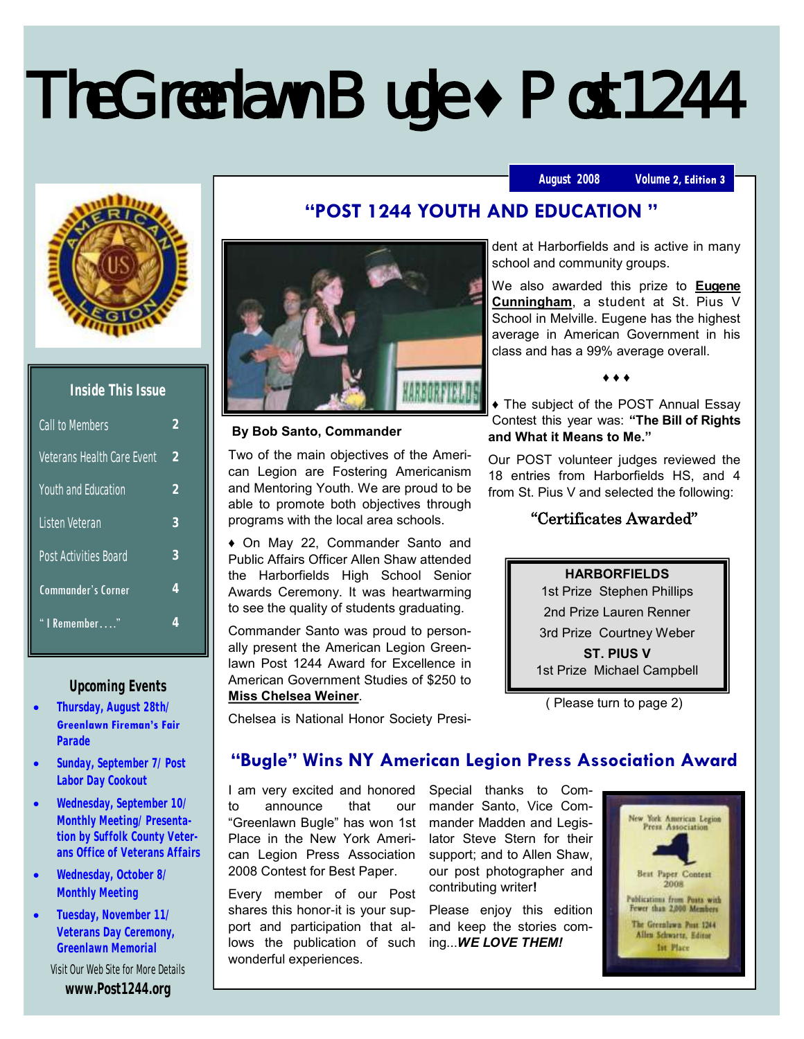# The Greenlawn Bugle ♦ Post 1244

August 2008 — Volume 2, Edition 3

## Inside This Issue

| | |
|---|---|
| Call to Members | 2 |
| Veterans Health Care Event | 2 |
| Youth and Education | 2 |
| Listen Veteran | 3 |
| Post Activities Board | 3 |
| Commander's Corner | 4 |
| " I Remember…." | 4 |

## Upcoming Events

- **Thursday, August 28th/ Greenlawn Fireman's Fair Parade**
- **Sunday, September 7/ Post Labor Day Cookout**
- **Wednesday, September 10/ Monthly Meeting/ Presentation by Suffolk County Veterans Office of Veterans Affairs**
- **Wednesday, October 8/ Monthly Meeting**
- **Tuesday, November 11/ Veterans Day Ceremony, Greenlawn Memorial**

Visit Our Web Site for More Details

**www.Post1244.org**

## "POST 1244 YOUTH AND EDUCATION "

**By Bob Santo, Commander**

Two of the main objectives of the American Legion are Fostering Americanism and Mentoring Youth. We are proud to be able to promote both objectives through programs with the local area schools.

♦ On May 22, Commander Santo and Public Affairs Officer Allen Shaw attended the Harborfields High School Senior Awards Ceremony. It was heartwarming to see the quality of students graduating.

Commander Santo was proud to personally present the American Legion Greenlawn Post 1244 Award for Excellence in American Government Studies of $250 to **Miss Chelsea Weiner**.

Chelsea is National Honor Society President at Harborfields and is active in many school and community groups.

We also awarded this prize to **Eugene Cunningham**, a student at St. Pius V School in Melville. Eugene has the highest average in American Government in his class and has a 99% average overall.

♦ ♦ ♦

♦ The subject of the POST Annual Essay Contest this year was: **"The Bill of Rights and What it Means to Me."**

Our POST volunteer judges reviewed the 18 entries from Harborfields HS, and 4 from St. Pius V and selected the following:

### "Certificates Awarded"

**HARBORFIELDS**
1st Prize Stephen Phillips
2nd Prize Lauren Renner
3rd Prize Courtney Weber

**ST. PIUS V**
1st Prize Michael Campbell

( Please turn to page 2)

## "Bugle" Wins NY American Legion Press Association Award

I am very excited and honored to announce that our "Greenlawn Bugle" has won 1st Place in the New York American Legion Press Association 2008 Contest for Best Paper.

Every member of our Post shares this honor-it is your support and participation that allows the publication of such wonderful experiences.

Special thanks to Commander Santo, Vice Commander Madden and Legislator Steve Stern for their support; and to Allen Shaw, our post photographer and contributing writer**!**

Please enjoy this edition and keep the stories coming...***WE LOVE THEM!***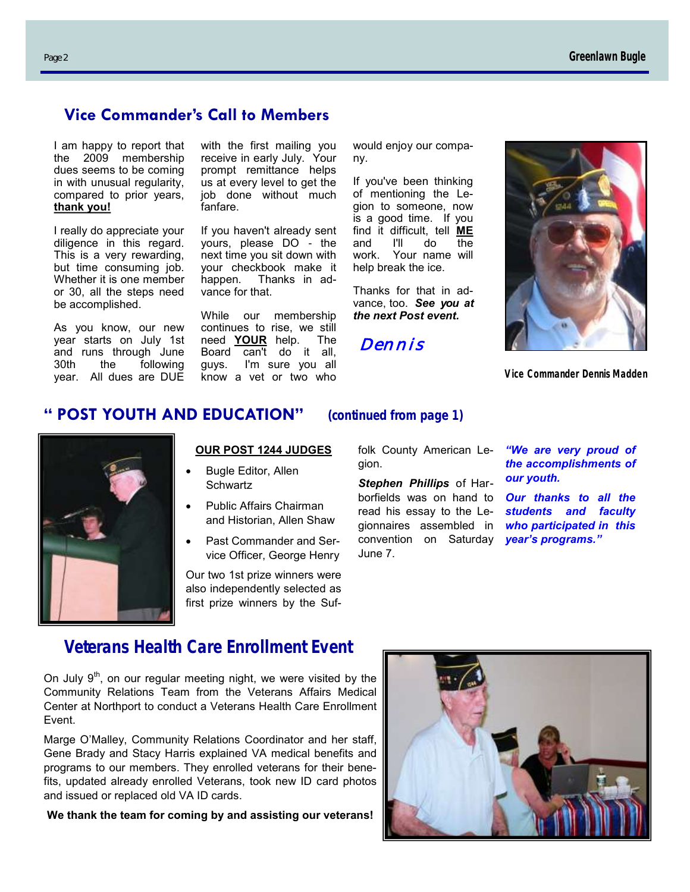## Vice Commander's Call to Members

I am happy to report that the 2009 membership dues seems to be coming in with unusual regularity, compared to prior years, **thank you!**

I really do appreciate your diligence in this regard. This is a very rewarding, but time consuming job. Whether it is one member or 30, all the steps need be accomplished.

As you know, our new year starts on July 1st and runs through June 30th the following year. All dues are DUE with the first mailing you receive in early July. Your prompt remittance helps us at every level to get the job done without much fanfare.

If you haven't already sent yours, please DO - the next time you sit down with your checkbook make it happen. Thanks in advance for that.

While our membership continues to rise, we still need **YOUR** help. The Board can't do it all, guys. I'm sure you all know a vet or two who would enjoy our company.

If you've been thinking of mentioning the Legion to someone, now is a good time. If you find it difficult, tell **ME** and I'll do the work. Your name will help break the ice.

Thanks for that in advance, too. ***See you at the next Post event.***

*Dennis*

Vice Commander Dennis Madden

## "POST YOUTH AND EDUCATION" (continued from page 1)

**OUR POST 1244 JUDGES**

- Bugle Editor, Allen Schwartz
- Public Affairs Chairman and Historian, Allen Shaw
- Past Commander and Service Officer, George Henry

Our two 1st prize winners were also independently selected as first prize winners by the Suffolk County American Legion.

***Stephen Phillips*** of Harborfields was on hand to read his essay to the Legionnaires assembled in convention on Saturday June 7.

***"We are very proud of the accomplishments of our youth.***

***Our thanks to all the students and faculty who participated in this year's programs."***

## Veterans Health Care Enrollment Event

On July 9th, on our regular meeting night, we were visited by the Community Relations Team from the Veterans Affairs Medical Center at Northport to conduct a Veterans Health Care Enrollment Event.

Marge O'Malley, Community Relations Coordinator and her staff, Gene Brady and Stacy Harris explained VA medical benefits and programs to our members. They enrolled veterans for their benefits, updated already enrolled Veterans, took new ID card photos and issued or replaced old VA ID cards.

**We thank the team for coming by and assisting our veterans!**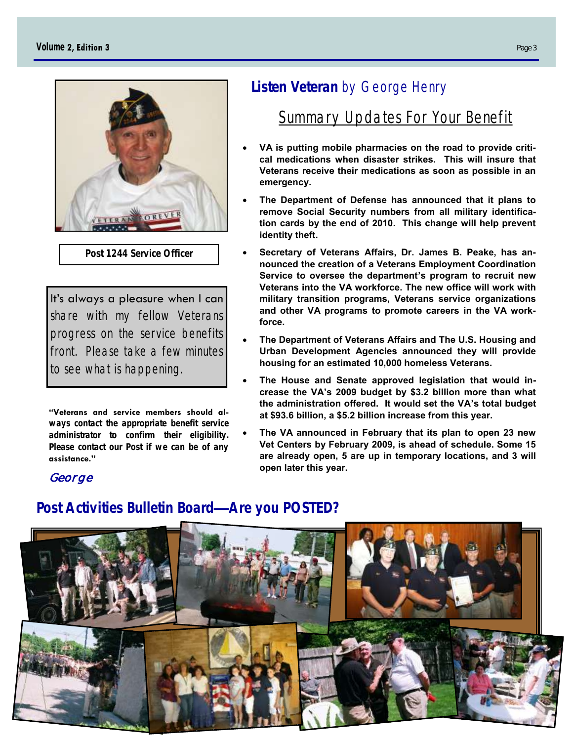Post 1244 Service Officer

It's always a pleasure when I can share with my fellow Veterans progress on the service benefits front. Please take a few minutes to see what is happening.

**"Veterans and service members should always contact the appropriate benefit service administrator to confirm their eligibility. Please contact our Post if we can be of any assistance."**

*George*

## **Listen Veteran** by George Henry

### Summary Updates For Your Benefit

- **VA is putting mobile pharmacies on the road to provide critical medications when disaster strikes. This will insure that Veterans receive their medications as soon as possible in an emergency.**
- **The Department of Defense has announced that it plans to remove Social Security numbers from all military identification cards by the end of 2010. This change will help prevent identity theft.**
- **Secretary of Veterans Affairs, Dr. James B. Peake, has announced the creation of a Veterans Employment Coordination Service to oversee the department's program to recruit new Veterans into the VA workforce. The new office will work with military transition programs, Veterans service organizations and other VA programs to promote careers in the VA workforce.**
- **The Department of Veterans Affairs and The U.S. Housing and Urban Development Agencies announced they will provide housing for an estimated 10,000 homeless Veterans.**
- **The House and Senate approved legislation that would increase the VA's 2009 budget by $3.2 billion more than what the administration offered. It would set the VA's total budget at $93.6 billion, a $5.2 billion increase from this year.**
- **The VA announced in February that its plan to open 23 new Vet Centers by February 2009, is ahead of schedule. Some 15 are already open, 5 are up in temporary locations, and 3 will open later this year.**

## Post Activities Bulletin Board—Are you POSTED?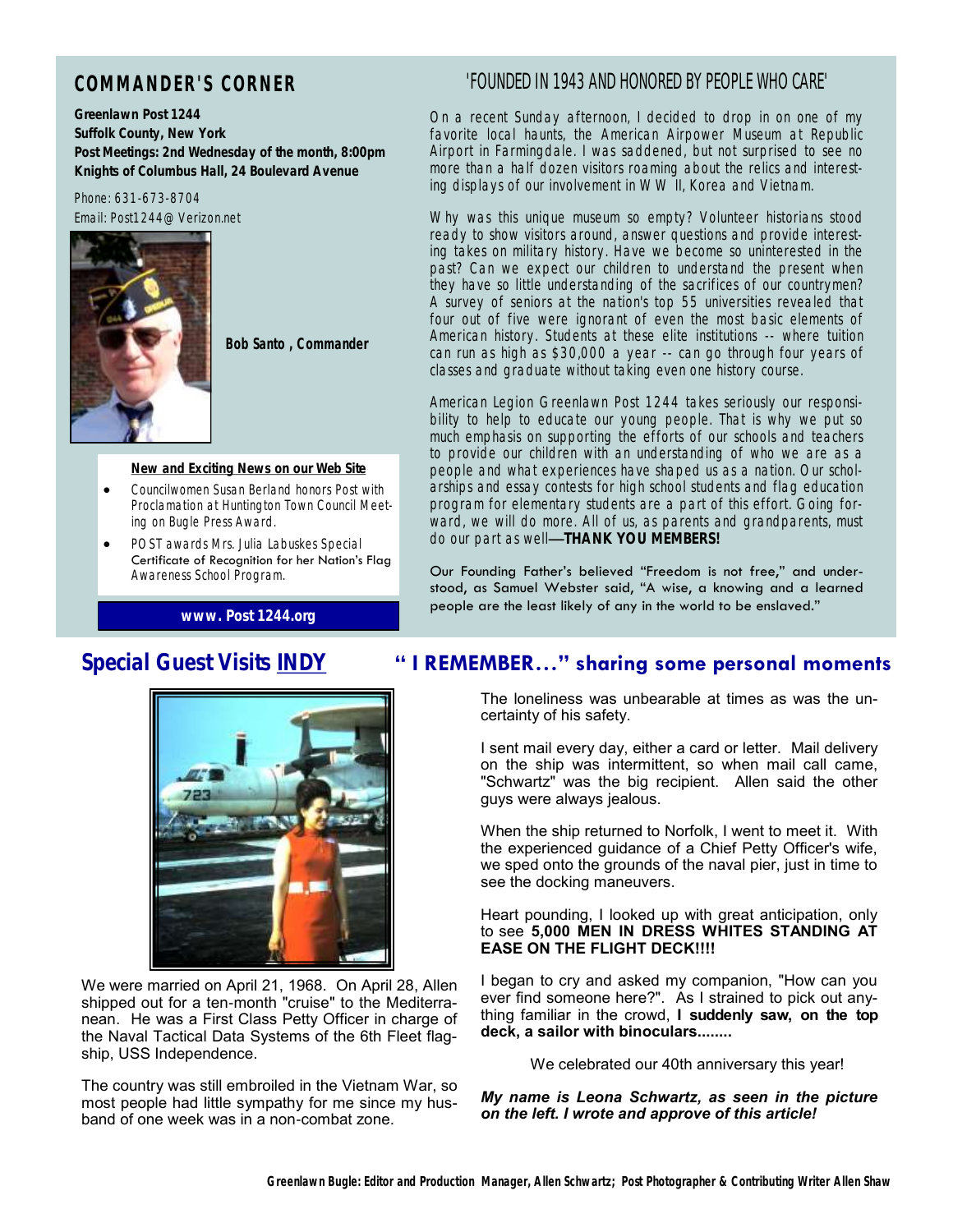## COMMANDER'S CORNER

**Greenlawn Post 1244**
**Suffolk County, New York**
**Post Meetings: 2nd Wednesday of the month, 8:00pm**
**Knights of Columbus Hall, 24 Boulevard Avenue**

Phone: 631-673-8704
Email: Post1244@Verizon.net

**Bob Santo , Commander**

**New and Exciting News on our Web Site**

- Councilwomen Susan Berland honors Post with Proclamation at Huntington Town Council Meeting on Bugle Press Award.
- POST awards Mrs. Julia Labuskes Special Certificate of Recognition for her Nation's Flag Awareness School Program.

**www. Post 1244.org**

## 'FOUNDED IN 1943 AND HONORED BY PEOPLE WHO CARE'

On a recent Sunday afternoon, I decided to drop in on one of my favorite local haunts, the American Airpower Museum at Republic Airport in Farmingdale. I was saddened, but not surprised to see no more than a half dozen visitors roaming about the relics and interesting displays of our involvement in WW II, Korea and Vietnam.

Why was this unique museum so empty? Volunteer historians stood ready to show visitors around, answer questions and provide interesting takes on military history. Have we become so uninterested in the past? Can we expect our children to understand the present when they have so little understanding of the sacrifices of our countrymen? A survey of seniors at the nation's top 55 universities revealed that four out of five were ignorant of even the most basic elements of American history. Students at these elite institutions -- where tuition can run as high as $30,000 a year -- can go through four years of classes and graduate without taking even one history course.

American Legion Greenlawn Post 1244 takes seriously our responsibility to help to educate our young people. That is why we put so much emphasis on supporting the efforts of our schools and teachers to provide our children with an understanding of who we are as a people and what experiences have shaped us as a nation. Our scholarships and essay contests for high school students and flag education program for elementary students are a part of this effort. Going forward, we will do more. All of us, as parents and grandparents, must do our part as well—**THANK YOU MEMBERS!**

Our Founding Father's believed "Freedom is not free," and understood, as Samuel Webster said, "A wise, a knowing and a learned people are the least likely of any in the world to be enslaved."

## Special Guest Visits INDY

## " I REMEMBER…" sharing some personal moments

We were married on April 21, 1968. On April 28, Allen shipped out for a ten-month "cruise" to the Mediterranean. He was a First Class Petty Officer in charge of the Naval Tactical Data Systems of the 6th Fleet flagship, USS Independence.

The country was still embroiled in the Vietnam War, so most people had little sympathy for me since my husband of one week was in a non-combat zone.

The loneliness was unbearable at times as was the uncertainty of his safety.

I sent mail every day, either a card or letter. Mail delivery on the ship was intermittent, so when mail call came, "Schwartz" was the big recipient. Allen said the other guys were always jealous.

When the ship returned to Norfolk, I went to meet it. With the experienced guidance of a Chief Petty Officer's wife, we sped onto the grounds of the naval pier, just in time to see the docking maneuvers.

Heart pounding, I looked up with great anticipation, only to see **5,000 MEN IN DRESS WHITES STANDING AT EASE ON THE FLIGHT DECK!!!!**

I began to cry and asked my companion, "How can you ever find someone here?". As I strained to pick out anything familiar in the crowd, **I suddenly saw, on the top deck, a sailor with binoculars........**

We celebrated our 40th anniversary this year!

***My name is Leona Schwartz, as seen in the picture on the left. I wrote and approve of this article!***

**Greenlawn Bugle: Editor and Production Manager, Allen Schwartz; Post Photographer & Contributing Writer Allen Shaw**